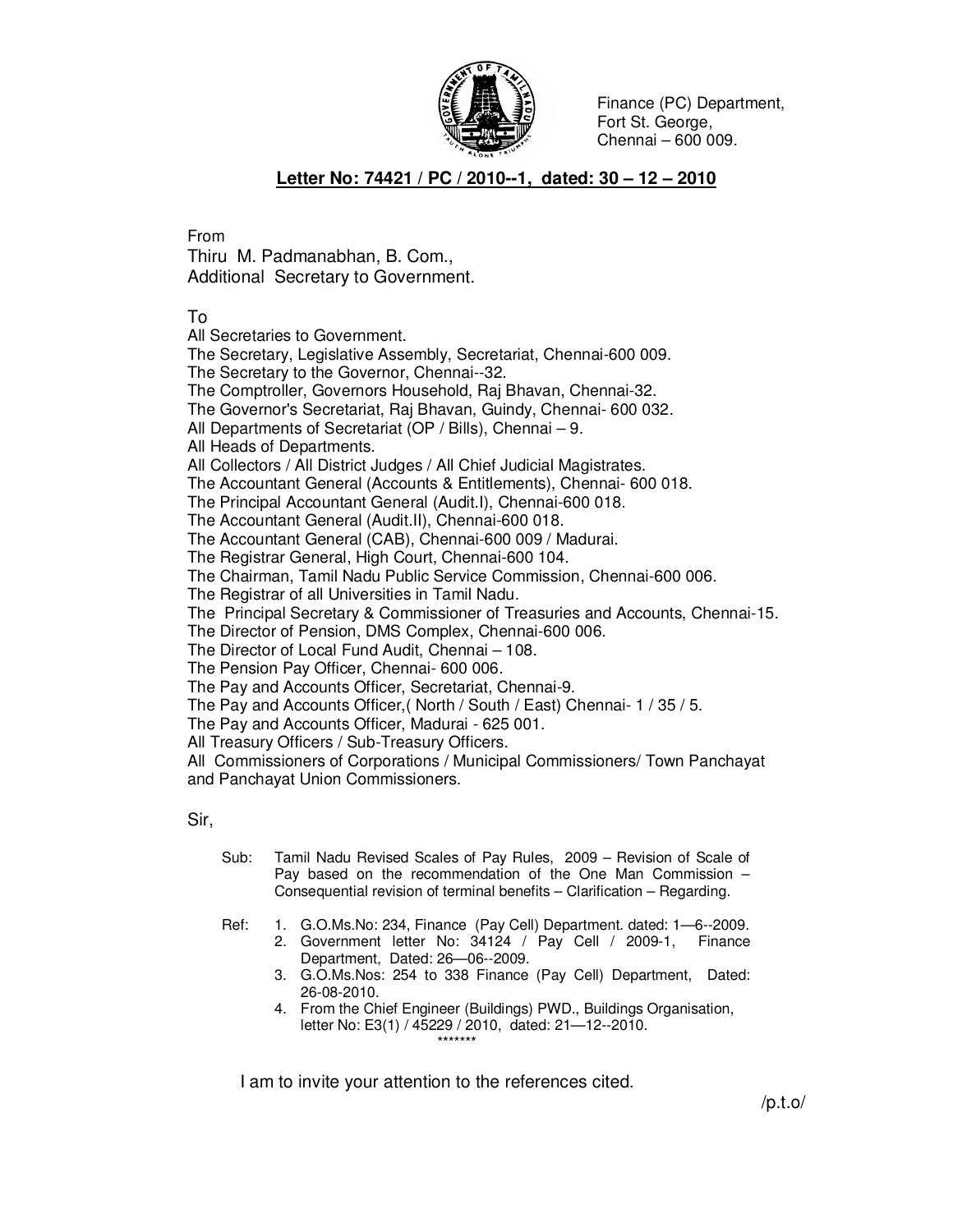Finance (PC) Department,
Fort St. George,
Chennai – 600 009.

**Letter No: 74421 / PC / 2010--1, dated: 30 – 12 – 2010**

From
Thiru M. Padmanabhan, B. Com.,
Additional Secretary to Government.

To
All Secretaries to Government.
The Secretary, Legislative Assembly, Secretariat, Chennai-600 009.
The Secretary to the Governor, Chennai--32.
The Comptroller, Governors Household, Raj Bhavan, Chennai-32.
The Governor's Secretariat, Raj Bhavan, Guindy, Chennai- 600 032.
All Departments of Secretariat (OP / Bills), Chennai – 9.
All Heads of Departments.
All Collectors / All District Judges / All Chief Judicial Magistrates.
The Accountant General (Accounts & Entitlements), Chennai- 600 018.
The Principal Accountant General (Audit.I), Chennai-600 018.
The Accountant General (Audit.II), Chennai-600 018.
The Accountant General (CAB), Chennai-600 009 / Madurai.
The Registrar General, High Court, Chennai-600 104.
The Chairman, Tamil Nadu Public Service Commission, Chennai-600 006.
The Registrar of all Universities in Tamil Nadu.
The Principal Secretary & Commissioner of Treasuries and Accounts, Chennai-15.
The Director of Pension, DMS Complex, Chennai-600 006.
The Director of Local Fund Audit, Chennai – 108.
The Pension Pay Officer, Chennai- 600 006.
The Pay and Accounts Officer, Secretariat, Chennai-9.
The Pay and Accounts Officer,( North / South / East) Chennai- 1 / 35 / 5.
The Pay and Accounts Officer, Madurai - 625 001.
All Treasury Officers / Sub-Treasury Officers.
All Commissioners of Corporations / Municipal Commissioners/ Town Panchayat and Panchayat Union Commissioners.

Sir,

Sub: Tamil Nadu Revised Scales of Pay Rules, 2009 – Revision of Scale of Pay based on the recommendation of the One Man Commission – Consequential revision of terminal benefits – Clarification – Regarding.

Ref:
1. G.O.Ms.No: 234, Finance (Pay Cell) Department. dated: 1—6--2009.
2. Government letter No: 34124 / Pay Cell / 2009-1, Finance Department, Dated: 26—06--2009.
3. G.O.Ms.Nos: 254 to 338 Finance (Pay Cell) Department, Dated: 26-08-2010.
4. From the Chief Engineer (Buildings) PWD., Buildings Organisation, letter No: E3(1) / 45229 / 2010, dated: 21—12--2010.

*******

I am to invite your attention to the references cited.

/p.t.o/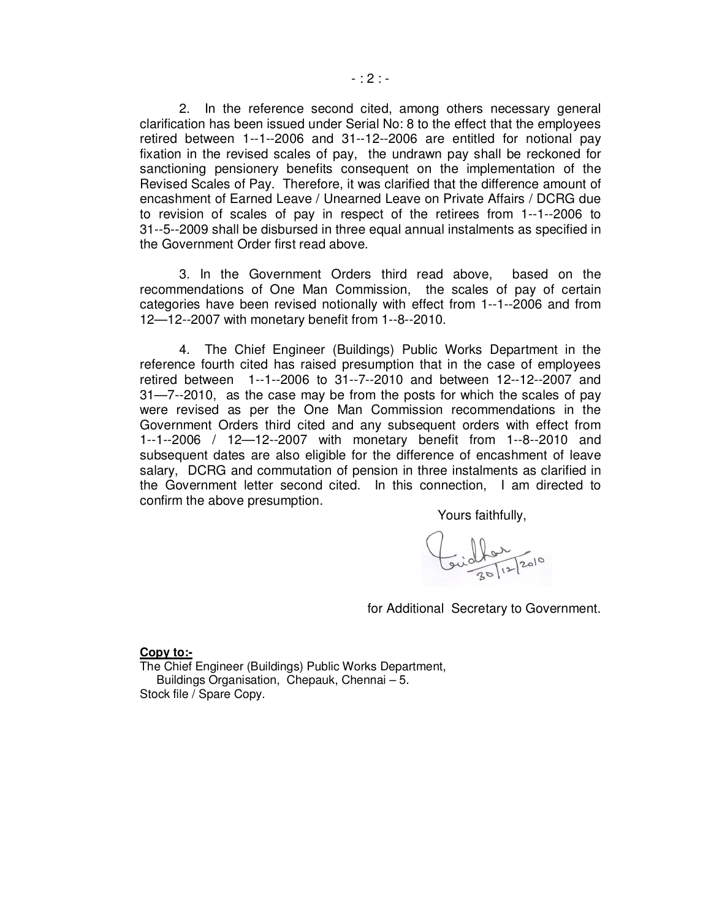2. In the reference second cited, among others necessary general clarification has been issued under Serial No: 8 to the effect that the employees retired between 1--1--2006 and 31--12--2006 are entitled for notional pay fixation in the revised scales of pay, the undrawn pay shall be reckoned for sanctioning pensionery benefits consequent on the implementation of the Revised Scales of Pay. Therefore, it was clarified that the difference amount of encashment of Earned Leave / Unearned Leave on Private Affairs / DCRG due to revision of scales of pay in respect of the retirees from 1--1--2006 to 31--5--2009 shall be disbursed in three equal annual instalments as specified in the Government Order first read above.

3. In the Government Orders third read above, based on the recommendations of One Man Commission, the scales of pay of certain categories have been revised notionally with effect from 1--1--2006 and from 12—12--2007 with monetary benefit from 1--8--2010.

4. The Chief Engineer (Buildings) Public Works Department in the reference fourth cited has raised presumption that in the case of employees retired between 1--1--2006 to 31--7--2010 and between 12--12--2007 and 31—7--2010, as the case may be from the posts for which the scales of pay were revised as per the One Man Commission recommendations in the Government Orders third cited and any subsequent orders with effect from 1--1--2006 / 12—12--2007 with monetary benefit from 1--8--2010 and subsequent dates are also eligible for the difference of encashment of leave salary, DCRG and commutation of pension in three instalments as clarified in the Government letter second cited. In this connection, I am directed to confirm the above presumption.

Yours faithfully,

Giridhar 30/12/2010

for Additional Secretary to Government.

**Copy to:-**

The Chief Engineer (Buildings) Public Works Department,
Buildings Organisation, Chepauk, Chennai – 5.
Stock file / Spare Copy.